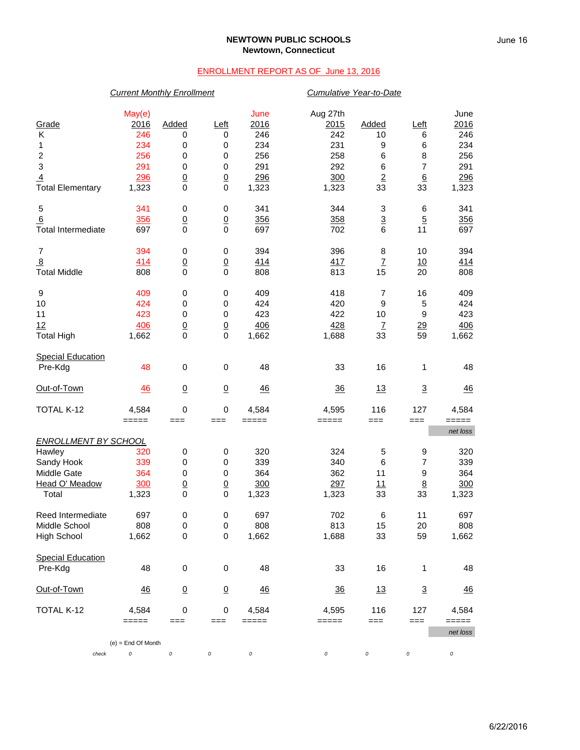**NEWTOWN PUBLIC SCHOOLS**
**Newtown, Connecticut**

June 16

ENROLLMENT REPORT AS OF June 13, 2016

| | *Current Monthly Enrollment* | | | | *Cumulative Year-to-Date* | | | |
|---|---|---|---|---|---|---|---|---|
| Grade | May(e) 2016 | Added | Left | June 2016 | Aug 27th 2015 | Added | Left | June 2016 |
| K | 246 | 0 | 0 | 246 | 242 | 10 | 6 | 246 |
| 1 | 234 | 0 | 0 | 234 | 231 | 9 | 6 | 234 |
| 2 | 256 | 0 | 0 | 256 | 258 | 6 | 8 | 256 |
| 3 | 291 | 0 | 0 | 291 | 292 | 6 | 7 | 291 |
| 4 | 296 | 0 | 0 | 296 | 300 | 2 | 6 | 296 |
| Total Elementary | 1,323 | 0 | 0 | 1,323 | 1,323 | 33 | 33 | 1,323 |
| 5 | 341 | 0 | 0 | 341 | 344 | 3 | 6 | 341 |
| 6 | 356 | 0 | 0 | 356 | 358 | 3 | 5 | 356 |
| Total Intermediate | 697 | 0 | 0 | 697 | 702 | 6 | 11 | 697 |
| 7 | 394 | 0 | 0 | 394 | 396 | 8 | 10 | 394 |
| 8 | 414 | 0 | 0 | 414 | 417 | 7 | 10 | 414 |
| Total Middle | 808 | 0 | 0 | 808 | 813 | 15 | 20 | 808 |
| 9 | 409 | 0 | 0 | 409 | 418 | 7 | 16 | 409 |
| 10 | 424 | 0 | 0 | 424 | 420 | 9 | 5 | 424 |
| 11 | 423 | 0 | 0 | 423 | 422 | 10 | 9 | 423 |
| 12 | 406 | 0 | 0 | 406 | 428 | 7 | 29 | 406 |
| Total High | 1,662 | 0 | 0 | 1,662 | 1,688 | 33 | 59 | 1,662 |
| Special Education | | | | | | | | |
| Pre-Kdg | 48 | 0 | 0 | 48 | 33 | 16 | 1 | 48 |
| Out-of-Town | 46 | 0 | 0 | 46 | 36 | 13 | 3 | 46 |
| TOTAL K-12 | 4,584 | 0 | 0 | 4,584 | 4,595 | 116 | 127 | 4,584 |
| | | | | | | | | net loss |

| *ENROLLMENT BY SCHOOL* | May(e) 2016 | Added | Left | June 2016 | Aug 27th 2015 | Added | Left | June 2016 |
|---|---|---|---|---|---|---|---|---|
| Hawley | 320 | 0 | 0 | 320 | 324 | 5 | 9 | 320 |
| Sandy Hook | 339 | 0 | 0 | 339 | 340 | 6 | 7 | 339 |
| Middle Gate | 364 | 0 | 0 | 364 | 362 | 11 | 9 | 364 |
| Head O' Meadow | 300 | 0 | 0 | 300 | 297 | 11 | 8 | 300 |
| Total | 1,323 | 0 | 0 | 1,323 | 1,323 | 33 | 33 | 1,323 |
| Reed Intermediate | 697 | 0 | 0 | 697 | 702 | 6 | 11 | 697 |
| Middle School | 808 | 0 | 0 | 808 | 813 | 15 | 20 | 808 |
| High School | 1,662 | 0 | 0 | 1,662 | 1,688 | 33 | 59 | 1,662 |
| Special Education | | | | | | | | |
| Pre-Kdg | 48 | 0 | 0 | 48 | 33 | 16 | 1 | 48 |
| Out-of-Town | 46 | 0 | 0 | 46 | 36 | 13 | 3 | 46 |
| TOTAL K-12 | 4,584 | 0 | 0 | 4,584 | 4,595 | 116 | 127 | 4,584 |
| | | | | | | | | net loss |
| *check* | 0 | 0 | 0 | 0 | 0 | 0 | 0 | 0 |

(e) = End Of Month

6/22/2016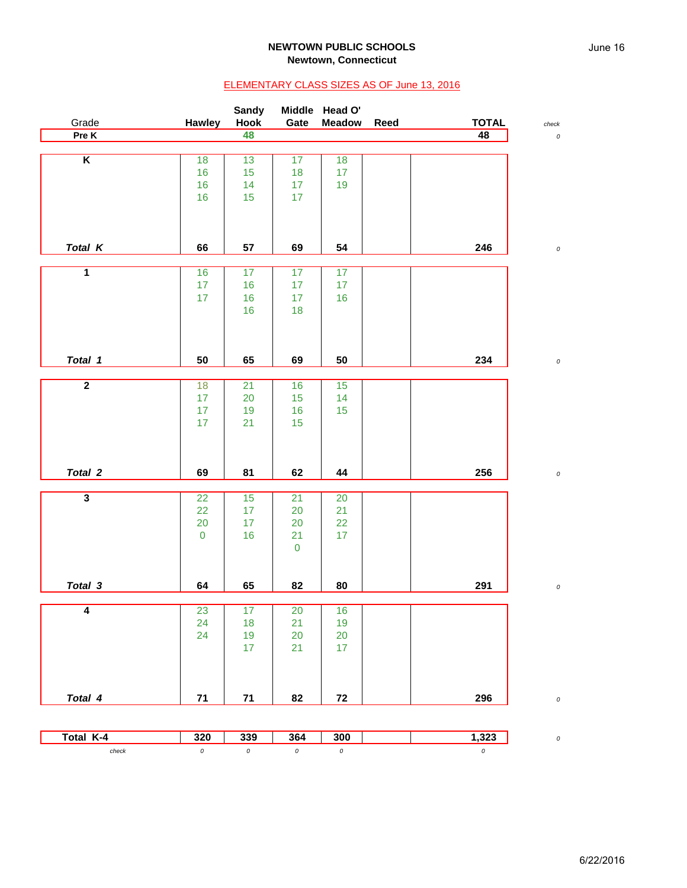**NEWTOWN PUBLIC SCHOOLS**
**Newtown, Connecticut**

ELEMENTARY CLASS SIZES AS OF June 13, 2016

| Grade | Hawley | Sandy Hook | Middle Gate | Head O' Meadow | Reed | TOTAL | check |
|---|---|---|---|---|---|---|---|
| **Pre K** | | 48 | | | | 48 | 0 |
| **K** | 18 | 13 | 17 | 18 | | | |
| | 16 | 15 | 18 | 17 | | | |
| | 16 | 14 | 17 | 19 | | | |
| | 16 | 15 | 17 | | | | |
| ***Total K*** | **66** | **57** | **69** | **54** | | **246** | 0 |
| **1** | 16 | 17 | 17 | 17 | | | |
| | 17 | 16 | 17 | 17 | | | |
| | 17 | 16 | 17 | 16 | | | |
| | | 16 | 18 | | | | |
| ***Total 1*** | **50** | **65** | **69** | **50** | | **234** | 0 |
| **2** | 18 | 21 | 16 | 15 | | | |
| | 17 | 20 | 15 | 14 | | | |
| | 17 | 19 | 16 | 15 | | | |
| | 17 | 21 | 15 | | | | |
| ***Total 2*** | **69** | **81** | **62** | **44** | | **256** | 0 |
| **3** | 22 | 15 | 21 | 20 | | | |
| | 22 | 17 | 20 | 21 | | | |
| | 20 | 17 | 20 | 22 | | | |
| | 0 | 16 | 21 | 17 | | | |
| | | | 0 | | | | |
| ***Total 3*** | **64** | **65** | **82** | **80** | | **291** | 0 |
| **4** | 23 | 17 | 20 | 16 | | | |
| | 24 | 18 | 21 | 19 | | | |
| | 24 | 19 | 20 | 20 | | | |
| | | 17 | 21 | 17 | | | |
| ***Total 4*** | **71** | **71** | **82** | **72** | | **296** | 0 |
| **Total K-4** | **320** | **339** | **364** | **300** | | **1,323** | 0 |
| *check* | *0* | *0* | *0* | *0* | | *0* | |